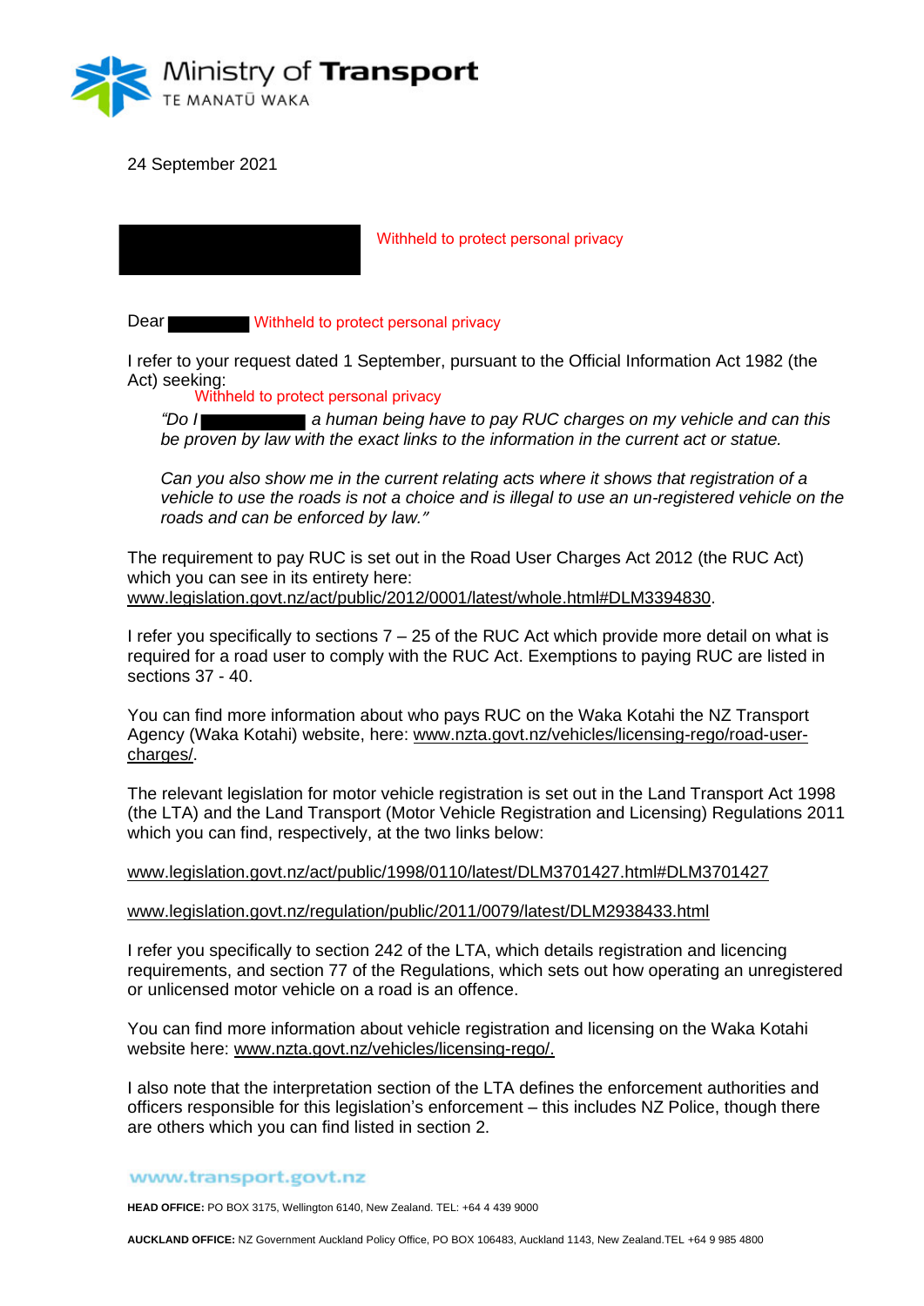Ministry of **Transport**
TE MANATŪ WAKA

24 September 2021

Withheld to protect personal privacy

Dear Withheld to protect personal privacy

I refer to your request dated 1 September, pursuant to the Official Information Act 1982 (the Act) seeking:

Withheld to protect personal privacy

> *"Do I a human being have to pay RUC charges on my vehicle and can this be proven by law with the exact links to the information in the current act or statue.*
>
> *Can you also show me in the current relating acts where it shows that registration of a vehicle to use the roads is not a choice and is illegal to use an un-registered vehicle on the roads and can be enforced by law."*

The requirement to pay RUC is set out in the Road User Charges Act 2012 (the RUC Act) which you can see in its entirety here: www.legislation.govt.nz/act/public/2012/0001/latest/whole.html#DLM3394830.

I refer you specifically to sections 7 – 25 of the RUC Act which provide more detail on what is required for a road user to comply with the RUC Act. Exemptions to paying RUC are listed in sections 37 - 40.

You can find more information about who pays RUC on the Waka Kotahi the NZ Transport Agency (Waka Kotahi) website, here: www.nzta.govt.nz/vehicles/licensing-rego/road-user-charges/.

The relevant legislation for motor vehicle registration is set out in the Land Transport Act 1998 (the LTA) and the Land Transport (Motor Vehicle Registration and Licensing) Regulations 2011 which you can find, respectively, at the two links below:

www.legislation.govt.nz/act/public/1998/0110/latest/DLM3701427.html#DLM3701427

www.legislation.govt.nz/regulation/public/2011/0079/latest/DLM2938433.html

I refer you specifically to section 242 of the LTA, which details registration and licencing requirements, and section 77 of the Regulations, which sets out how operating an unregistered or unlicensed motor vehicle on a road is an offence.

You can find more information about vehicle registration and licensing on the Waka Kotahi website here: www.nzta.govt.nz/vehicles/licensing-rego/.

I also note that the interpretation section of the LTA defines the enforcement authorities and officers responsible for this legislation's enforcement – this includes NZ Police, though there are others which you can find listed in section 2.

www.transport.govt.nz

**HEAD OFFICE:** PO BOX 3175, Wellington 6140, New Zealand. TEL: +64 4 439 9000

**AUCKLAND OFFICE:** NZ Government Auckland Policy Office, PO BOX 106483, Auckland 1143, New Zealand.TEL +64 9 985 4800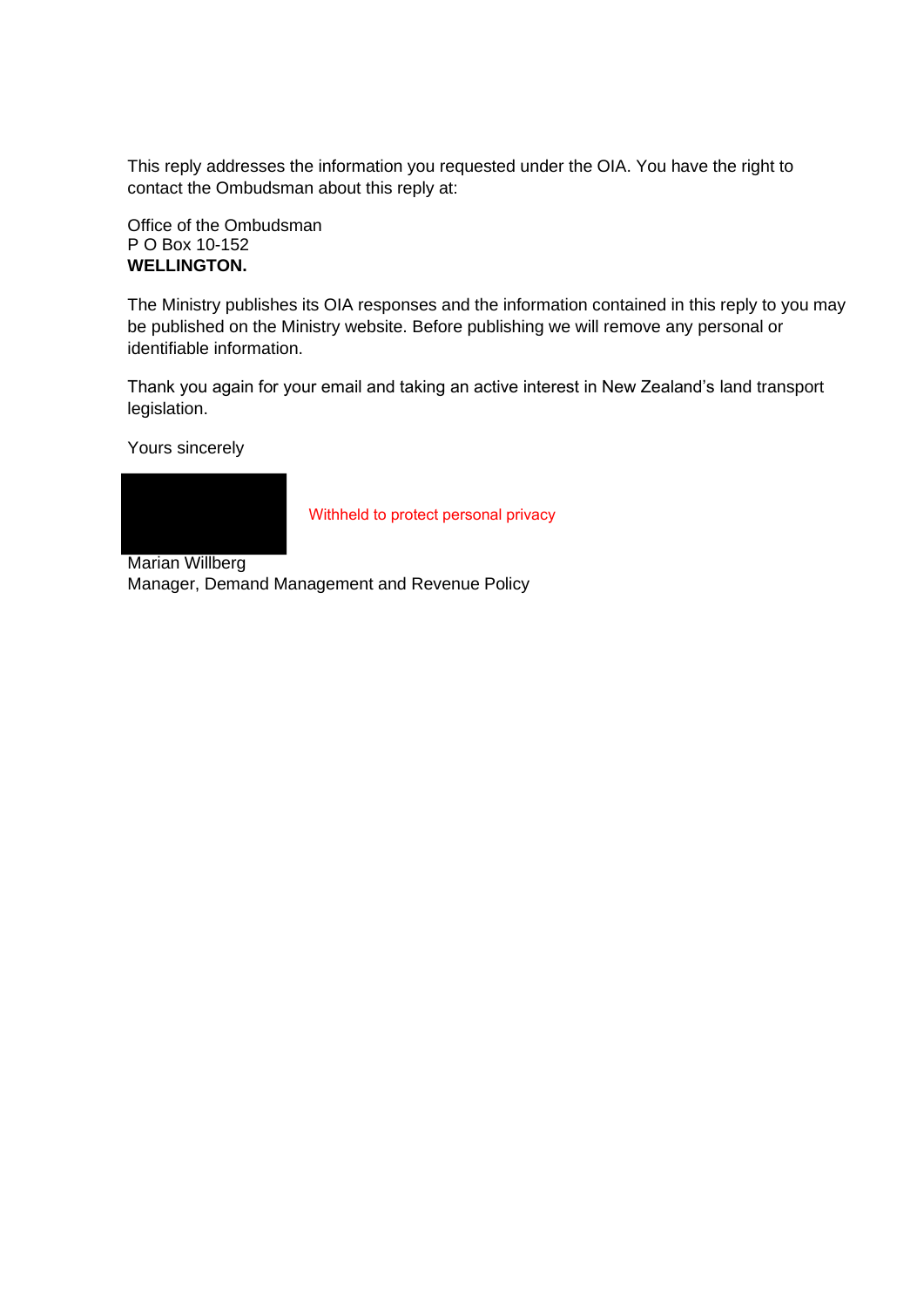This reply addresses the information you requested under the OIA. You have the right to contact the Ombudsman about this reply at:

Office of the Ombudsman
P O Box 10-152
**WELLINGTON.**

The Ministry publishes its OIA responses and the information contained in this reply to you may be published on the Ministry website. Before publishing we will remove any personal or identifiable information.

Thank you again for your email and taking an active interest in New Zealand's land transport legislation.

Yours sincerely

Withheld to protect personal privacy

Marian Willberg
Manager, Demand Management and Revenue Policy